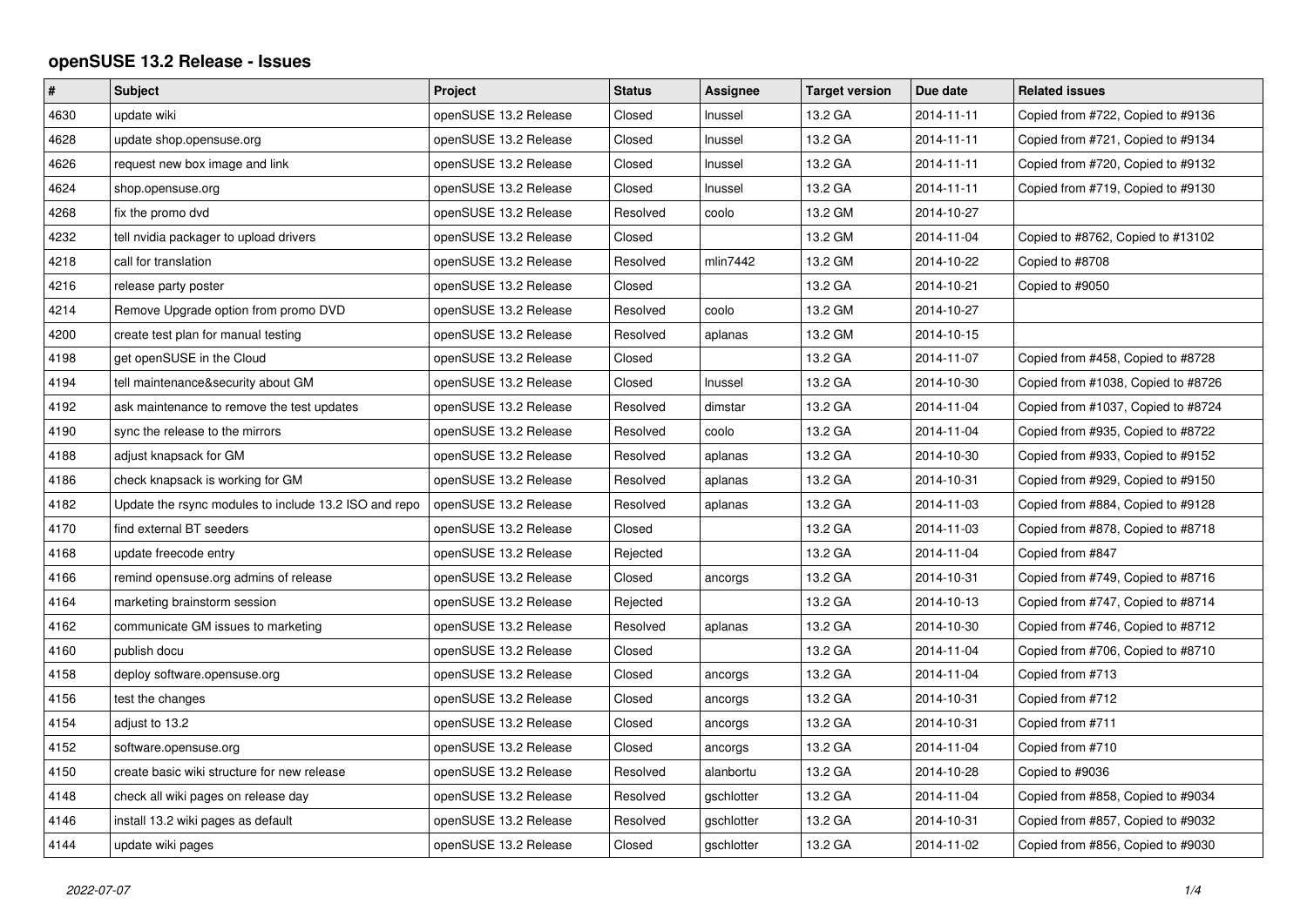# openSUSE 13.2 Release - Issues

| # | Subject | Project | Status | Assignee | Target version | Due date | Related issues |
|---|---|---|---|---|---|---|---|
| 4630 | update wiki | openSUSE 13.2 Release | Closed | lnussel | 13.2 GA | 2014-11-11 | Copied from #722, Copied to #9136 |
| 4628 | update shop.opensuse.org | openSUSE 13.2 Release | Closed | lnussel | 13.2 GA | 2014-11-11 | Copied from #721, Copied to #9134 |
| 4626 | request new box image and link | openSUSE 13.2 Release | Closed | lnussel | 13.2 GA | 2014-11-11 | Copied from #720, Copied to #9132 |
| 4624 | shop.opensuse.org | openSUSE 13.2 Release | Closed | lnussel | 13.2 GA | 2014-11-11 | Copied from #719, Copied to #9130 |
| 4268 | fix the promo dvd | openSUSE 13.2 Release | Resolved | coolo | 13.2 GM | 2014-10-27 | |
| 4232 | tell nvidia packager to upload drivers | openSUSE 13.2 Release | Closed | | 13.2 GM | 2014-11-04 | Copied to #8762, Copied to #13102 |
| 4218 | call for translation | openSUSE 13.2 Release | Resolved | mlin7442 | 13.2 GM | 2014-10-22 | Copied to #8708 |
| 4216 | release party poster | openSUSE 13.2 Release | Closed | | 13.2 GA | 2014-10-21 | Copied to #9050 |
| 4214 | Remove Upgrade option from promo DVD | openSUSE 13.2 Release | Resolved | coolo | 13.2 GM | 2014-10-27 | |
| 4200 | create test plan for manual testing | openSUSE 13.2 Release | Resolved | aplanas | 13.2 GM | 2014-10-15 | |
| 4198 | get openSUSE in the Cloud | openSUSE 13.2 Release | Closed | | 13.2 GA | 2014-11-07 | Copied from #458, Copied to #8728 |
| 4194 | tell maintenance&security about GM | openSUSE 13.2 Release | Closed | lnussel | 13.2 GA | 2014-10-30 | Copied from #1038, Copied to #8726 |
| 4192 | ask maintenance to remove the test updates | openSUSE 13.2 Release | Resolved | dimstar | 13.2 GA | 2014-11-04 | Copied from #1037, Copied to #8724 |
| 4190 | sync the release to the mirrors | openSUSE 13.2 Release | Resolved | coolo | 13.2 GA | 2014-11-04 | Copied from #935, Copied to #8722 |
| 4188 | adjust knapsack for GM | openSUSE 13.2 Release | Resolved | aplanas | 13.2 GA | 2014-10-30 | Copied from #933, Copied to #9152 |
| 4186 | check knapsack is working for GM | openSUSE 13.2 Release | Resolved | aplanas | 13.2 GA | 2014-10-31 | Copied from #929, Copied to #9150 |
| 4182 | Update the rsync modules to include 13.2 ISO and repo | openSUSE 13.2 Release | Resolved | aplanas | 13.2 GA | 2014-11-03 | Copied from #884, Copied to #9128 |
| 4170 | find external BT seeders | openSUSE 13.2 Release | Closed | | 13.2 GA | 2014-11-03 | Copied from #878, Copied to #8718 |
| 4168 | update freecode entry | openSUSE 13.2 Release | Rejected | | 13.2 GA | 2014-11-04 | Copied from #847 |
| 4166 | remind opensuse.org admins of release | openSUSE 13.2 Release | Closed | ancorgs | 13.2 GA | 2014-10-31 | Copied from #749, Copied to #8716 |
| 4164 | marketing brainstorm session | openSUSE 13.2 Release | Rejected | | 13.2 GA | 2014-10-13 | Copied from #747, Copied to #8714 |
| 4162 | communicate GM issues to marketing | openSUSE 13.2 Release | Resolved | aplanas | 13.2 GA | 2014-10-30 | Copied from #746, Copied to #8712 |
| 4160 | publish docu | openSUSE 13.2 Release | Closed | | 13.2 GA | 2014-11-04 | Copied from #706, Copied to #8710 |
| 4158 | deploy software.opensuse.org | openSUSE 13.2 Release | Closed | ancorgs | 13.2 GA | 2014-11-04 | Copied from #713 |
| 4156 | test the changes | openSUSE 13.2 Release | Closed | ancorgs | 13.2 GA | 2014-10-31 | Copied from #712 |
| 4154 | adjust to 13.2 | openSUSE 13.2 Release | Closed | ancorgs | 13.2 GA | 2014-10-31 | Copied from #711 |
| 4152 | software.opensuse.org | openSUSE 13.2 Release | Closed | ancorgs | 13.2 GA | 2014-11-04 | Copied from #710 |
| 4150 | create basic wiki structure for new release | openSUSE 13.2 Release | Resolved | alanbortu | 13.2 GA | 2014-10-28 | Copied to #9036 |
| 4148 | check all wiki pages on release day | openSUSE 13.2 Release | Resolved | gschlotter | 13.2 GA | 2014-11-04 | Copied from #858, Copied to #9034 |
| 4146 | install 13.2 wiki pages as default | openSUSE 13.2 Release | Resolved | gschlotter | 13.2 GA | 2014-10-31 | Copied from #857, Copied to #9032 |
| 4144 | update wiki pages | openSUSE 13.2 Release | Closed | gschlotter | 13.2 GA | 2014-11-02 | Copied from #856, Copied to #9030 |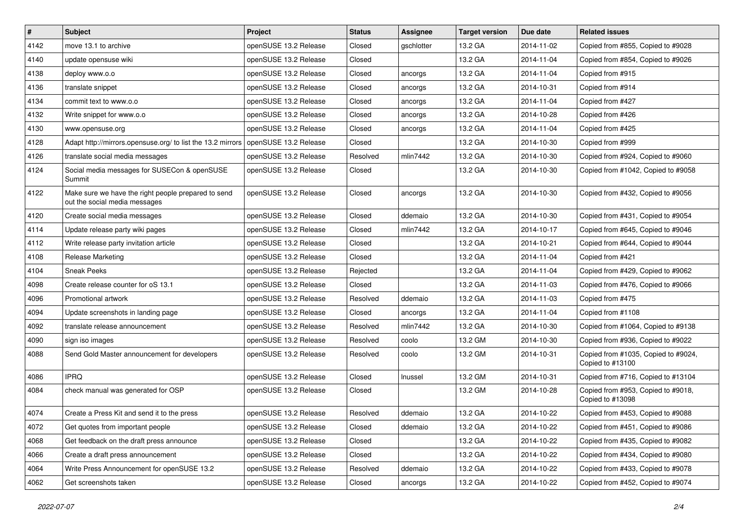| # | Subject | Project | Status | Assignee | Target version | Due date | Related issues |
|---|---|---|---|---|---|---|---|
| 4142 | move 13.1 to archive | openSUSE 13.2 Release | Closed | gschlotter | 13.2 GA | 2014-11-02 | Copied from #855, Copied to #9028 |
| 4140 | update opensuse wiki | openSUSE 13.2 Release | Closed | | 13.2 GA | 2014-11-04 | Copied from #854, Copied to #9026 |
| 4138 | deploy www.o.o | openSUSE 13.2 Release | Closed | ancorgs | 13.2 GA | 2014-11-04 | Copied from #915 |
| 4136 | translate snippet | openSUSE 13.2 Release | Closed | ancorgs | 13.2 GA | 2014-10-31 | Copied from #914 |
| 4134 | commit text to www.o.o | openSUSE 13.2 Release | Closed | ancorgs | 13.2 GA | 2014-11-04 | Copied from #427 |
| 4132 | Write snippet for www.o.o | openSUSE 13.2 Release | Closed | ancorgs | 13.2 GA | 2014-10-28 | Copied from #426 |
| 4130 | www.opensuse.org | openSUSE 13.2 Release | Closed | ancorgs | 13.2 GA | 2014-11-04 | Copied from #425 |
| 4128 | Adapt http://mirrors.opensuse.org/ to list the 13.2 mirrors | openSUSE 13.2 Release | Closed | | 13.2 GA | 2014-10-30 | Copied from #999 |
| 4126 | translate social media messages | openSUSE 13.2 Release | Resolved | mlin7442 | 13.2 GA | 2014-10-30 | Copied from #924, Copied to #9060 |
| 4124 | Social media messages for SUSECon & openSUSE Summit | openSUSE 13.2 Release | Closed | | 13.2 GA | 2014-10-30 | Copied from #1042, Copied to #9058 |
| 4122 | Make sure we have the right people prepared to send out the social media messages | openSUSE 13.2 Release | Closed | ancorgs | 13.2 GA | 2014-10-30 | Copied from #432, Copied to #9056 |
| 4120 | Create social media messages | openSUSE 13.2 Release | Closed | ddemaio | 13.2 GA | 2014-10-30 | Copied from #431, Copied to #9054 |
| 4114 | Update release party wiki pages | openSUSE 13.2 Release | Closed | mlin7442 | 13.2 GA | 2014-10-17 | Copied from #645, Copied to #9046 |
| 4112 | Write release party invitation article | openSUSE 13.2 Release | Closed | | 13.2 GA | 2014-10-21 | Copied from #644, Copied to #9044 |
| 4108 | Release Marketing | openSUSE 13.2 Release | Closed | | 13.2 GA | 2014-11-04 | Copied from #421 |
| 4104 | Sneak Peeks | openSUSE 13.2 Release | Rejected | | 13.2 GA | 2014-11-04 | Copied from #429, Copied to #9062 |
| 4098 | Create release counter for oS 13.1 | openSUSE 13.2 Release | Closed | | 13.2 GA | 2014-11-03 | Copied from #476, Copied to #9066 |
| 4096 | Promotional artwork | openSUSE 13.2 Release | Resolved | ddemaio | 13.2 GA | 2014-11-03 | Copied from #475 |
| 4094 | Update screenshots in landing page | openSUSE 13.2 Release | Closed | ancorgs | 13.2 GA | 2014-11-04 | Copied from #1108 |
| 4092 | translate release announcement | openSUSE 13.2 Release | Resolved | mlin7442 | 13.2 GA | 2014-10-30 | Copied from #1064, Copied to #9138 |
| 4090 | sign iso images | openSUSE 13.2 Release | Resolved | coolo | 13.2 GM | 2014-10-30 | Copied from #936, Copied to #9022 |
| 4088 | Send Gold Master announcement for developers | openSUSE 13.2 Release | Resolved | coolo | 13.2 GM | 2014-10-31 | Copied from #1035, Copied to #9024, Copied to #13100 |
| 4086 | IPRQ | openSUSE 13.2 Release | Closed | lnussel | 13.2 GM | 2014-10-31 | Copied from #716, Copied to #13104 |
| 4084 | check manual was generated for OSP | openSUSE 13.2 Release | Closed | | 13.2 GM | 2014-10-28 | Copied from #953, Copied to #9018, Copied to #13098 |
| 4074 | Create a Press Kit and send it to the press | openSUSE 13.2 Release | Resolved | ddemaio | 13.2 GA | 2014-10-22 | Copied from #453, Copied to #9088 |
| 4072 | Get quotes from important people | openSUSE 13.2 Release | Closed | ddemaio | 13.2 GA | 2014-10-22 | Copied from #451, Copied to #9086 |
| 4068 | Get feedback on the draft press announce | openSUSE 13.2 Release | Closed | | 13.2 GA | 2014-10-22 | Copied from #435, Copied to #9082 |
| 4066 | Create a draft press announcement | openSUSE 13.2 Release | Closed | | 13.2 GA | 2014-10-22 | Copied from #434, Copied to #9080 |
| 4064 | Write Press Announcement for openSUSE 13.2 | openSUSE 13.2 Release | Resolved | ddemaio | 13.2 GA | 2014-10-22 | Copied from #433, Copied to #9078 |
| 4062 | Get screenshots taken | openSUSE 13.2 Release | Closed | ancorgs | 13.2 GA | 2014-10-22 | Copied from #452, Copied to #9074 |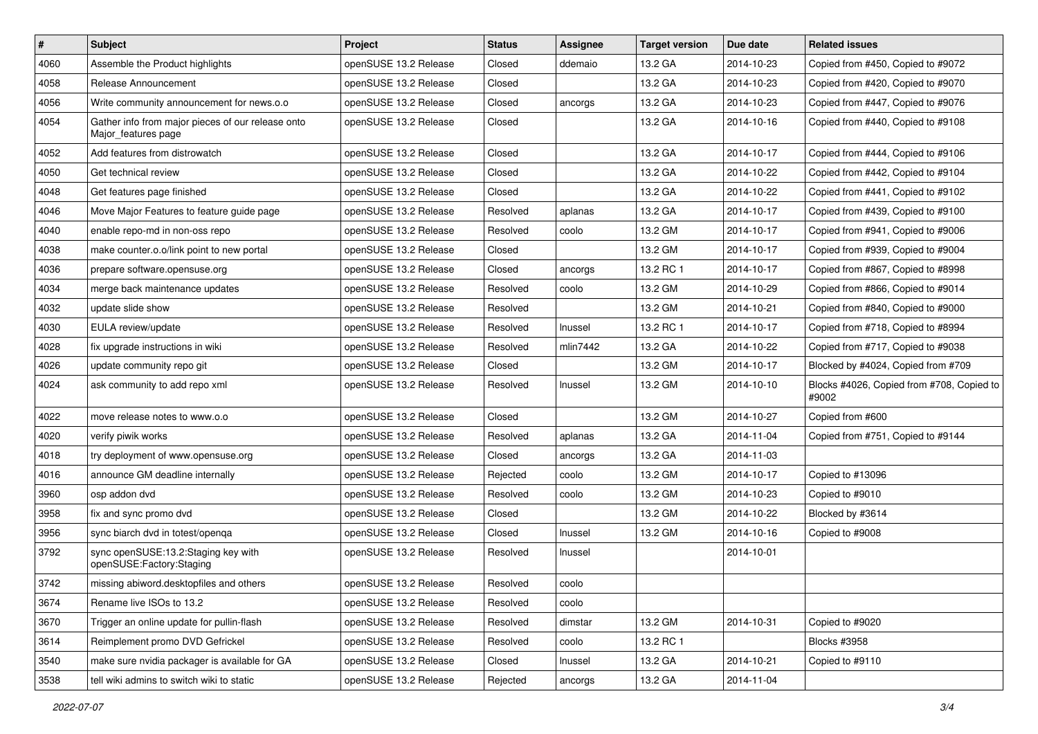| # | Subject | Project | Status | Assignee | Target version | Due date | Related issues |
|---|---|---|---|---|---|---|---|
| 4060 | Assemble the Product highlights | openSUSE 13.2 Release | Closed | ddemaio | 13.2 GA | 2014-10-23 | Copied from #450, Copied to #9072 |
| 4058 | Release Announcement | openSUSE 13.2 Release | Closed | | 13.2 GA | 2014-10-23 | Copied from #420, Copied to #9070 |
| 4056 | Write community announcement for news.o.o | openSUSE 13.2 Release | Closed | ancorgs | 13.2 GA | 2014-10-23 | Copied from #447, Copied to #9076 |
| 4054 | Gather info from major pieces of our release onto Major_features page | openSUSE 13.2 Release | Closed | | 13.2 GA | 2014-10-16 | Copied from #440, Copied to #9108 |
| 4052 | Add features from distrowatch | openSUSE 13.2 Release | Closed | | 13.2 GA | 2014-10-17 | Copied from #444, Copied to #9106 |
| 4050 | Get technical review | openSUSE 13.2 Release | Closed | | 13.2 GA | 2014-10-22 | Copied from #442, Copied to #9104 |
| 4048 | Get features page finished | openSUSE 13.2 Release | Closed | | 13.2 GA | 2014-10-22 | Copied from #441, Copied to #9102 |
| 4046 | Move Major Features to feature guide page | openSUSE 13.2 Release | Resolved | aplanas | 13.2 GA | 2014-10-17 | Copied from #439, Copied to #9100 |
| 4040 | enable repo-md in non-oss repo | openSUSE 13.2 Release | Resolved | coolo | 13.2 GM | 2014-10-17 | Copied from #941, Copied to #9006 |
| 4038 | make counter.o.o/link point to new portal | openSUSE 13.2 Release | Closed | | 13.2 GM | 2014-10-17 | Copied from #939, Copied to #9004 |
| 4036 | prepare software.opensuse.org | openSUSE 13.2 Release | Closed | ancorgs | 13.2 RC 1 | 2014-10-17 | Copied from #867, Copied to #8998 |
| 4034 | merge back maintenance updates | openSUSE 13.2 Release | Resolved | coolo | 13.2 GM | 2014-10-29 | Copied from #866, Copied to #9014 |
| 4032 | update slide show | openSUSE 13.2 Release | Resolved | | 13.2 GM | 2014-10-21 | Copied from #840, Copied to #9000 |
| 4030 | EULA review/update | openSUSE 13.2 Release | Resolved | lnussel | 13.2 RC 1 | 2014-10-17 | Copied from #718, Copied to #8994 |
| 4028 | fix upgrade instructions in wiki | openSUSE 13.2 Release | Resolved | mlin7442 | 13.2 GA | 2014-10-22 | Copied from #717, Copied to #9038 |
| 4026 | update community repo git | openSUSE 13.2 Release | Closed | | 13.2 GM | 2014-10-17 | Blocked by #4024, Copied from #709 |
| 4024 | ask community to add repo xml | openSUSE 13.2 Release | Resolved | lnussel | 13.2 GM | 2014-10-10 | Blocks #4026, Copied from #708, Copied to #9002 |
| 4022 | move release notes to www.o.o | openSUSE 13.2 Release | Closed | | 13.2 GM | 2014-10-27 | Copied from #600 |
| 4020 | verify piwik works | openSUSE 13.2 Release | Resolved | aplanas | 13.2 GA | 2014-11-04 | Copied from #751, Copied to #9144 |
| 4018 | try deployment of www.opensuse.org | openSUSE 13.2 Release | Closed | ancorgs | 13.2 GA | 2014-11-03 | |
| 4016 | announce GM deadline internally | openSUSE 13.2 Release | Rejected | coolo | 13.2 GM | 2014-10-17 | Copied to #13096 |
| 3960 | osp addon dvd | openSUSE 13.2 Release | Resolved | coolo | 13.2 GM | 2014-10-23 | Copied to #9010 |
| 3958 | fix and sync promo dvd | openSUSE 13.2 Release | Closed | | 13.2 GM | 2014-10-22 | Blocked by #3614 |
| 3956 | sync biarch dvd in totest/openqa | openSUSE 13.2 Release | Closed | lnussel | 13.2 GM | 2014-10-16 | Copied to #9008 |
| 3792 | sync openSUSE:13.2:Staging key with openSUSE:Factory:Staging | openSUSE 13.2 Release | Resolved | lnussel | | 2014-10-01 | |
| 3742 | missing abiword.desktopfiles and others | openSUSE 13.2 Release | Resolved | coolo | | | |
| 3674 | Rename live ISOs to 13.2 | openSUSE 13.2 Release | Resolved | coolo | | | |
| 3670 | Trigger an online update for pullin-flash | openSUSE 13.2 Release | Resolved | dimstar | 13.2 GM | 2014-10-31 | Copied to #9020 |
| 3614 | Reimplement promo DVD Gefrickel | openSUSE 13.2 Release | Resolved | coolo | 13.2 RC 1 | | Blocks #3958 |
| 3540 | make sure nvidia packager is available for GA | openSUSE 13.2 Release | Closed | lnussel | 13.2 GA | 2014-10-21 | Copied to #9110 |
| 3538 | tell wiki admins to switch wiki to static | openSUSE 13.2 Release | Rejected | ancorgs | 13.2 GA | 2014-11-04 | |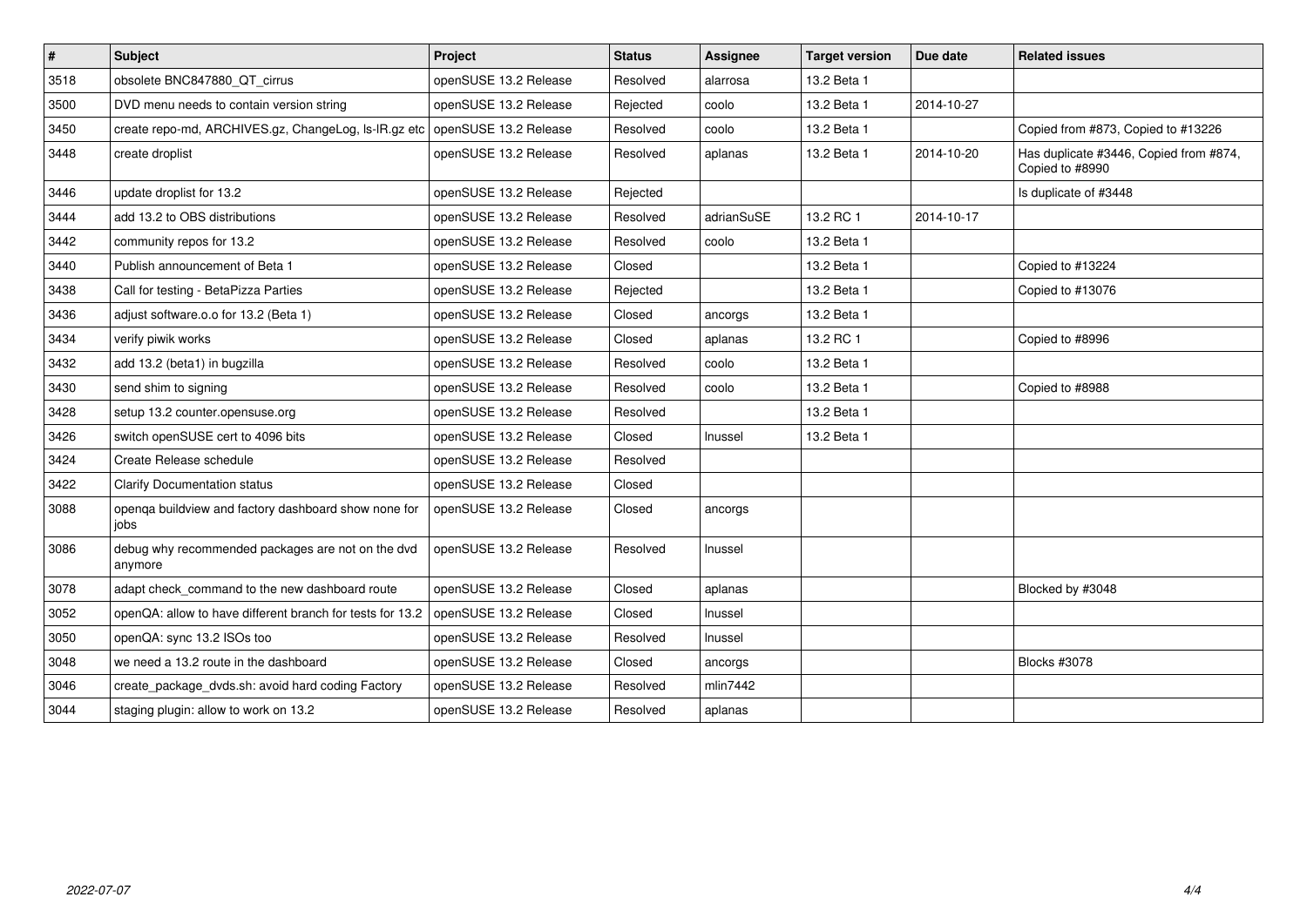| # | Subject | Project | Status | Assignee | Target version | Due date | Related issues |
|---|---|---|---|---|---|---|---|
| 3518 | obsolete BNC847880_QT_cirrus | openSUSE 13.2 Release | Resolved | alarrosa | 13.2 Beta 1 | | |
| 3500 | DVD menu needs to contain version string | openSUSE 13.2 Release | Rejected | coolo | 13.2 Beta 1 | 2014-10-27 | |
| 3450 | create repo-md, ARCHIVES.gz, ChangeLog, ls-lR.gz etc | openSUSE 13.2 Release | Resolved | coolo | 13.2 Beta 1 | | Copied from #873, Copied to #13226 |
| 3448 | create droplist | openSUSE 13.2 Release | Resolved | aplanas | 13.2 Beta 1 | 2014-10-20 | Has duplicate #3446, Copied from #874, Copied to #8990 |
| 3446 | update droplist for 13.2 | openSUSE 13.2 Release | Rejected | | | | Is duplicate of #3448 |
| 3444 | add 13.2 to OBS distributions | openSUSE 13.2 Release | Resolved | adrianSuSE | 13.2 RC 1 | 2014-10-17 | |
| 3442 | community repos for 13.2 | openSUSE 13.2 Release | Resolved | coolo | 13.2 Beta 1 | | |
| 3440 | Publish announcement of Beta 1 | openSUSE 13.2 Release | Closed | | 13.2 Beta 1 | | Copied to #13224 |
| 3438 | Call for testing - BetaPizza Parties | openSUSE 13.2 Release | Rejected | | 13.2 Beta 1 | | Copied to #13076 |
| 3436 | adjust software.o.o for 13.2 (Beta 1) | openSUSE 13.2 Release | Closed | ancorgs | 13.2 Beta 1 | | |
| 3434 | verify piwik works | openSUSE 13.2 Release | Closed | aplanas | 13.2 RC 1 | | Copied to #8996 |
| 3432 | add 13.2 (beta1) in bugzilla | openSUSE 13.2 Release | Resolved | coolo | 13.2 Beta 1 | | |
| 3430 | send shim to signing | openSUSE 13.2 Release | Resolved | coolo | 13.2 Beta 1 | | Copied to #8988 |
| 3428 | setup 13.2 counter.opensuse.org | openSUSE 13.2 Release | Resolved | | 13.2 Beta 1 | | |
| 3426 | switch openSUSE cert to 4096 bits | openSUSE 13.2 Release | Closed | lnussel | 13.2 Beta 1 | | |
| 3424 | Create Release schedule | openSUSE 13.2 Release | Resolved | | | | |
| 3422 | Clarify Documentation status | openSUSE 13.2 Release | Closed | | | | |
| 3088 | openqa buildview and factory dashboard show none for jobs | openSUSE 13.2 Release | Closed | ancorgs | | | |
| 3086 | debug why recommended packages are not on the dvd anymore | openSUSE 13.2 Release | Resolved | lnussel | | | |
| 3078 | adapt check_command to the new dashboard route | openSUSE 13.2 Release | Closed | aplanas | | | Blocked by #3048 |
| 3052 | openQA: allow to have different branch for tests for 13.2 | openSUSE 13.2 Release | Closed | lnussel | | | |
| 3050 | openQA: sync 13.2 ISOs too | openSUSE 13.2 Release | Resolved | lnussel | | | |
| 3048 | we need a 13.2 route in the dashboard | openSUSE 13.2 Release | Closed | ancorgs | | | Blocks #3078 |
| 3046 | create_package_dvds.sh: avoid hard coding Factory | openSUSE 13.2 Release | Resolved | mlin7442 | | | |
| 3044 | staging plugin: allow to work on 13.2 | openSUSE 13.2 Release | Resolved | aplanas | | | |